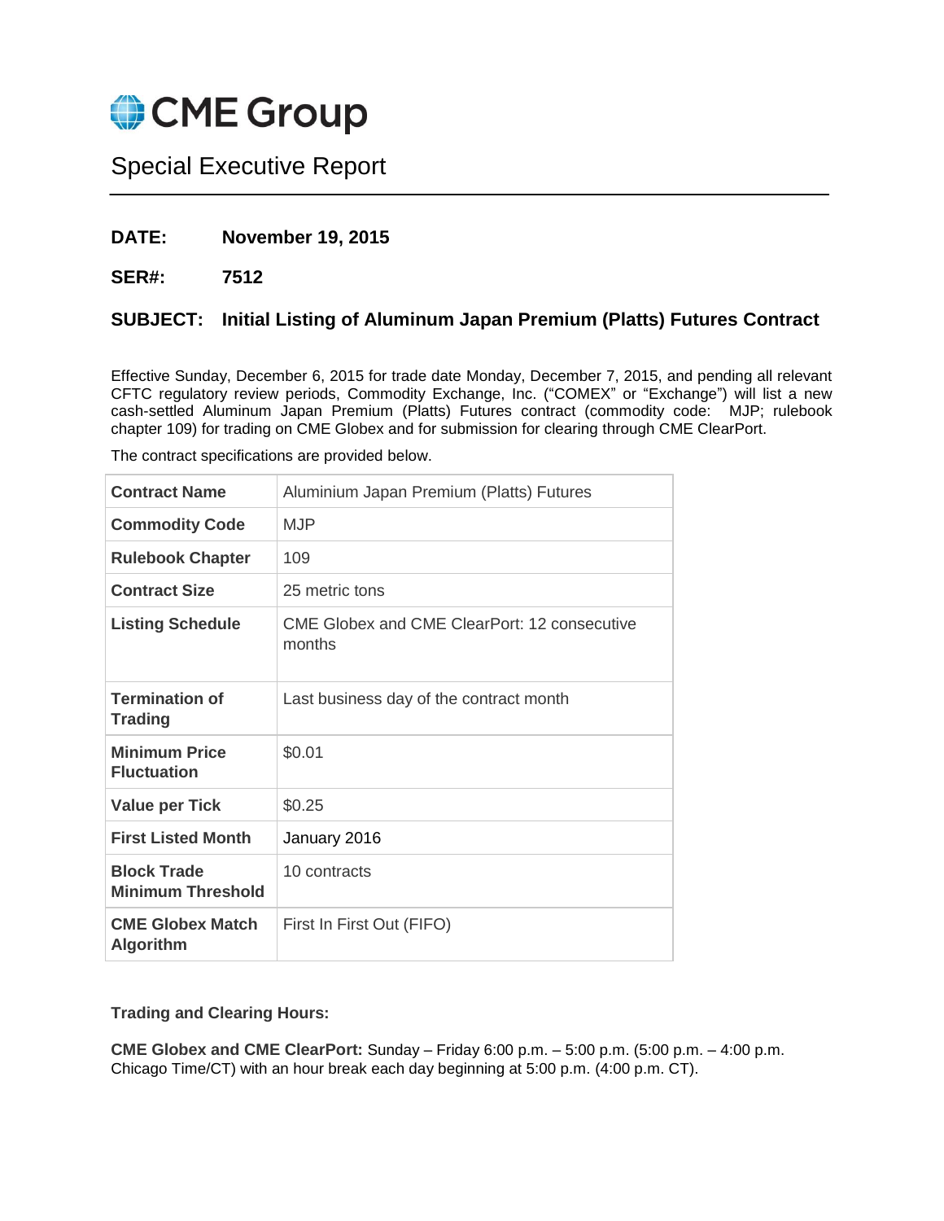# CME Group

## Special Executive Report

**DATE:** **November 19, 2015**

**SER#:** **7512**

**SUBJECT:** **Initial Listing of Aluminum Japan Premium (Platts) Futures Contract**

Effective Sunday, December 6, 2015 for trade date Monday, December 7, 2015, and pending all relevant CFTC regulatory review periods, Commodity Exchange, Inc. ("COMEX" or "Exchange") will list a new cash-settled Aluminum Japan Premium (Platts) Futures contract (commodity code: MJP; rulebook chapter 109) for trading on CME Globex and for submission for clearing through CME ClearPort.

The contract specifications are provided below.

| **Contract Name** | Aluminium Japan Premium (Platts) Futures |
|---|---|
| **Commodity Code** | MJP |
| **Rulebook Chapter** | 109 |
| **Contract Size** | 25 metric tons |
| **Listing Schedule** | CME Globex and CME ClearPort: 12 consecutive months |
| **Termination of Trading** | Last business day of the contract month |
| **Minimum Price Fluctuation** | $0.01 |
| **Value per Tick** | $0.25 |
| **First Listed Month** | January 2016 |
| **Block Trade Minimum Threshold** | 10 contracts |
| **CME Globex Match Algorithm** | First In First Out (FIFO) |

**Trading and Clearing Hours:**

**CME Globex and CME ClearPort:** Sunday – Friday 6:00 p.m. – 5:00 p.m. (5:00 p.m. – 4:00 p.m. Chicago Time/CT) with an hour break each day beginning at 5:00 p.m. (4:00 p.m. CT).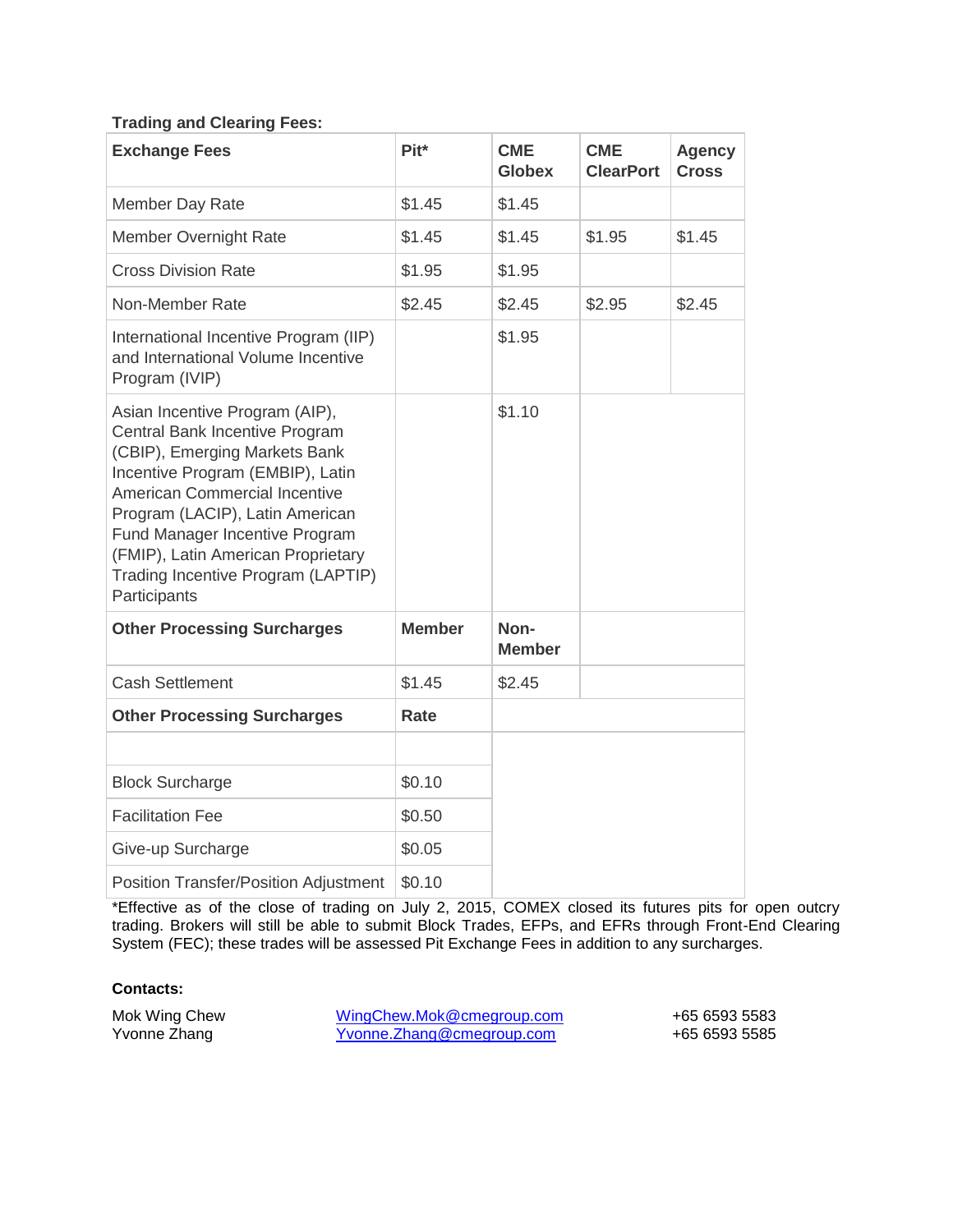**Trading and Clearing Fees:**

| Exchange Fees | Pit* | CME Globex | CME ClearPort | Agency Cross |
|---|---|---|---|---|
| Member Day Rate | $1.45 | $1.45 | | |
| Member Overnight Rate | $1.45 | $1.45 | $1.95 | $1.45 |
| Cross Division Rate | $1.95 | $1.95 | | |
| Non-Member Rate | $2.45 | $2.45 | $2.95 | $2.45 |
| International Incentive Program (IIP) and International Volume Incentive Program (IVIP) | | $1.95 | | |
| Asian Incentive Program (AIP), Central Bank Incentive Program (CBIP), Emerging Markets Bank Incentive Program (EMBIP), Latin American Commercial Incentive Program (LACIP), Latin American Fund Manager Incentive Program (FMIP), Latin American Proprietary Trading Incentive Program (LAPTIP) Participants | | $1.10 | | |
| **Other Processing Surcharges** | **Member** | **Non-Member** | | |
| Cash Settlement | $1.45 | $2.45 | | |
| **Other Processing Surcharges** | **Rate** | | | |
| | | | | |
| Block Surcharge | $0.10 | | | |
| Facilitation Fee | $0.50 | | | |
| Give-up Surcharge | $0.05 | | | |
| Position Transfer/Position Adjustment | $0.10 | | | |

*Effective as of the close of trading on July 2, 2015, COMEX closed its futures pits for open outcry trading. Brokers will still be able to submit Block Trades, EFPs, and EFRs through Front-End Clearing System (FEC); these trades will be assessed Pit Exchange Fees in addition to any surcharges.

**Contacts:**

| | | |
|---|---|---|
| Mok Wing Chew | WingChew.Mok@cmegroup.com | +65 6593 5583 |
| Yvonne Zhang | Yvonne.Zhang@cmegroup.com | +65 6593 5585 |